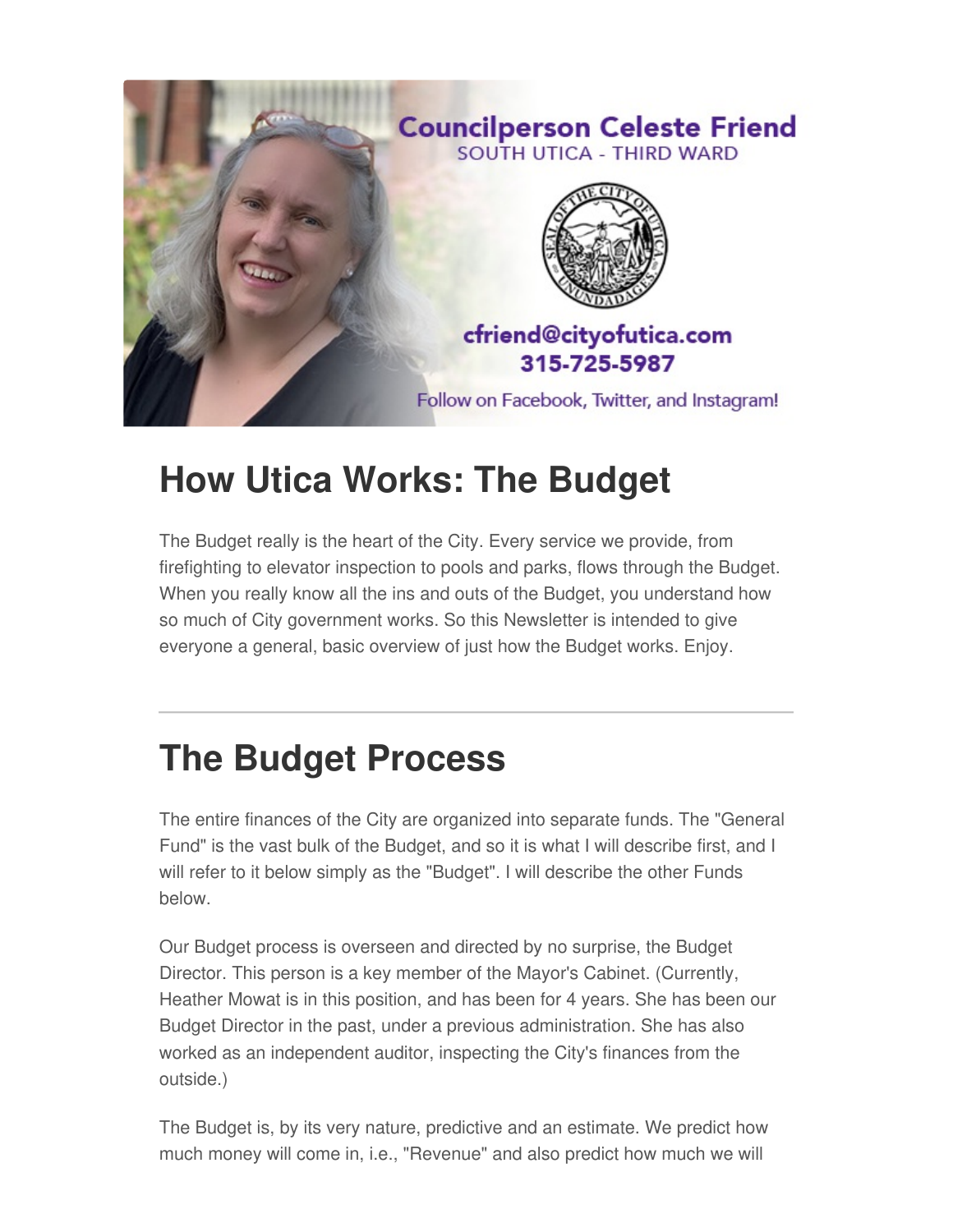Councilperson Celeste Friend
SOUTH UTICA - THIRD WARD

cfriend@cityofutica.com
315-725-5987

Follow on Facebook, Twitter, and Instagram!

# How Utica Works: The Budget

The Budget really is the heart of the City. Every service we provide, from firefighting to elevator inspection to pools and parks, flows through the Budget. When you really know all the ins and outs of the Budget, you understand how so much of City government works. So this Newsletter is intended to give everyone a general, basic overview of just how the Budget works. Enjoy.

---

# The Budget Process

The entire finances of the City are organized into separate funds. The "General Fund" is the vast bulk of the Budget, and so it is what I will describe first, and I will refer to it below simply as the "Budget". I will describe the other Funds below.

Our Budget process is overseen and directed by no surprise, the Budget Director. This person is a key member of the Mayor's Cabinet. (Currently, Heather Mowat is in this position, and has been for 4 years. She has been our Budget Director in the past, under a previous administration. She has also worked as an independent auditor, inspecting the City's finances from the outside.)

The Budget is, by its very nature, predictive and an estimate. We predict how much money will come in, i.e., "Revenue" and also predict how much we will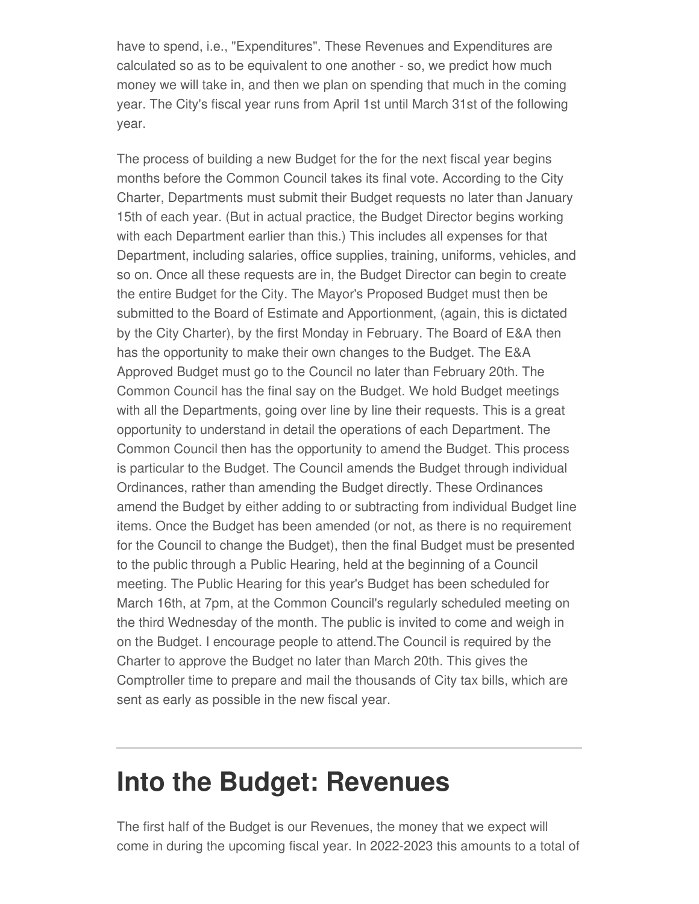have to spend, i.e., "Expenditures". These Revenues and Expenditures are calculated so as to be equivalent to one another - so, we predict how much money we will take in, and then we plan on spending that much in the coming year. The City's fiscal year runs from April 1st until March 31st of the following year.

The process of building a new Budget for the for the next fiscal year begins months before the Common Council takes its final vote. According to the City Charter, Departments must submit their Budget requests no later than January 15th of each year. (But in actual practice, the Budget Director begins working with each Department earlier than this.) This includes all expenses for that Department, including salaries, office supplies, training, uniforms, vehicles, and so on. Once all these requests are in, the Budget Director can begin to create the entire Budget for the City. The Mayor's Proposed Budget must then be submitted to the Board of Estimate and Apportionment, (again, this is dictated by the City Charter), by the first Monday in February. The Board of E&A then has the opportunity to make their own changes to the Budget. The E&A Approved Budget must go to the Council no later than February 20th. The Common Council has the final say on the Budget. We hold Budget meetings with all the Departments, going over line by line their requests. This is a great opportunity to understand in detail the operations of each Department. The Common Council then has the opportunity to amend the Budget. This process is particular to the Budget. The Council amends the Budget through individual Ordinances, rather than amending the Budget directly. These Ordinances amend the Budget by either adding to or subtracting from individual Budget line items. Once the Budget has been amended (or not, as there is no requirement for the Council to change the Budget), then the final Budget must be presented to the public through a Public Hearing, held at the beginning of a Council meeting. The Public Hearing for this year's Budget has been scheduled for March 16th, at 7pm, at the Common Council's regularly scheduled meeting on the third Wednesday of the month. The public is invited to come and weigh in on the Budget. I encourage people to attend.The Council is required by the Charter to approve the Budget no later than March 20th. This gives the Comptroller time to prepare and mail the thousands of City tax bills, which are sent as early as possible in the new fiscal year.

---

# Into the Budget: Revenues

The first half of the Budget is our Revenues, the money that we expect will come in during the upcoming fiscal year. In 2022-2023 this amounts to a total of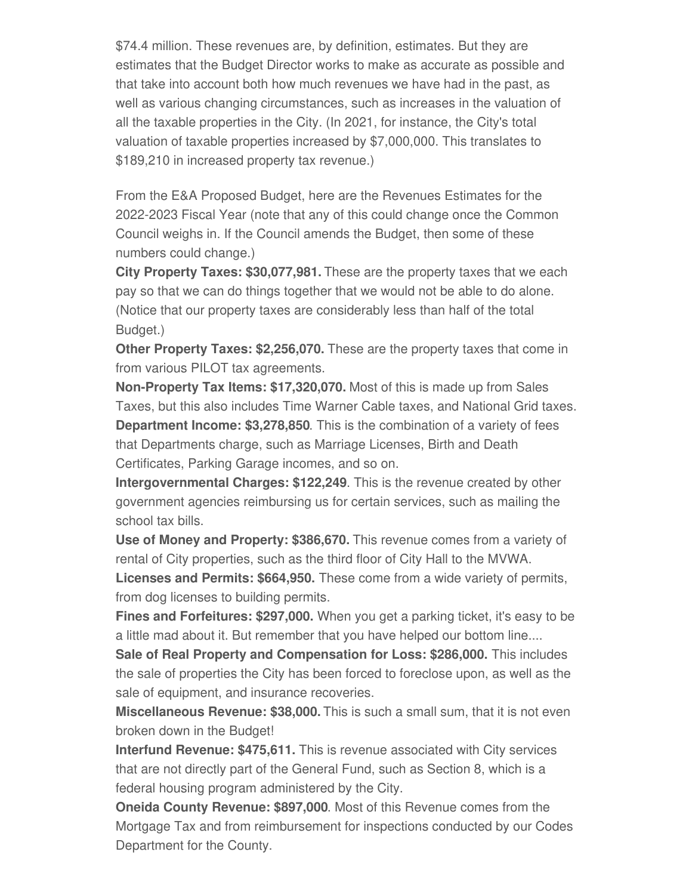$74.4 million. These revenues are, by definition, estimates. But they are estimates that the Budget Director works to make as accurate as possible and that take into account both how much revenues we have had in the past, as well as various changing circumstances, such as increases in the valuation of all the taxable properties in the City. (In 2021, for instance, the City's total valuation of taxable properties increased by $7,000,000. This translates to $189,210 in increased property tax revenue.)

From the E&A Proposed Budget, here are the Revenues Estimates for the 2022-2023 Fiscal Year (note that any of this could change once the Common Council weighs in. If the Council amends the Budget, then some of these numbers could change.)

**City Property Taxes: $30,077,981.** These are the property taxes that we each pay so that we can do things together that we would not be able to do alone. (Notice that our property taxes are considerably less than half of the total Budget.)

**Other Property Taxes: $2,256,070.** These are the property taxes that come in from various PILOT tax agreements.

**Non-Property Tax Items: $17,320,070.** Most of this is made up from Sales Taxes, but this also includes Time Warner Cable taxes, and National Grid taxes.

**Department Income: $3,278,850**. This is the combination of a variety of fees that Departments charge, such as Marriage Licenses, Birth and Death Certificates, Parking Garage incomes, and so on.

**Intergovernmental Charges: $122,249**. This is the revenue created by other government agencies reimbursing us for certain services, such as mailing the school tax bills.

**Use of Money and Property: $386,670.** This revenue comes from a variety of rental of City properties, such as the third floor of City Hall to the MVWA.

**Licenses and Permits: $664,950.** These come from a wide variety of permits, from dog licenses to building permits.

**Fines and Forfeitures: $297,000.** When you get a parking ticket, it's easy to be a little mad about it. But remember that you have helped our bottom line....

**Sale of Real Property and Compensation for Loss: $286,000.** This includes the sale of properties the City has been forced to foreclose upon, as well as the sale of equipment, and insurance recoveries.

**Miscellaneous Revenue: $38,000.** This is such a small sum, that it is not even broken down in the Budget!

**Interfund Revenue: $475,611.** This is revenue associated with City services that are not directly part of the General Fund, such as Section 8, which is a federal housing program administered by the City.

**Oneida County Revenue: $897,000**. Most of this Revenue comes from the Mortgage Tax and from reimbursement for inspections conducted by our Codes Department for the County.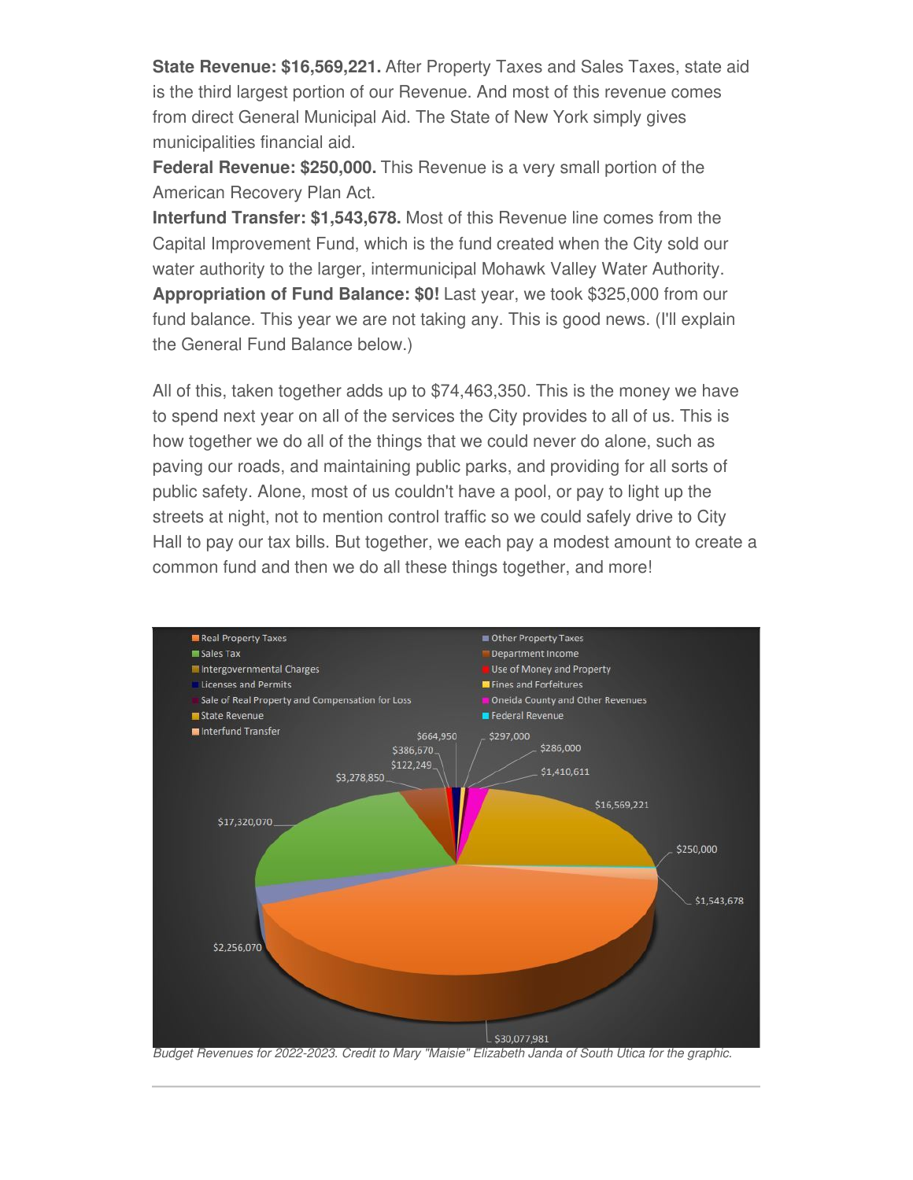**State Revenue: $16,569,221.** After Property Taxes and Sales Taxes, state aid is the third largest portion of our Revenue. And most of this revenue comes from direct General Municipal Aid. The State of New York simply gives municipalities financial aid.

**Federal Revenue: $250,000.** This Revenue is a very small portion of the American Recovery Plan Act.

**Interfund Transfer: $1,543,678.** Most of this Revenue line comes from the Capital Improvement Fund, which is the fund created when the City sold our water authority to the larger, intermunicipal Mohawk Valley Water Authority.

**Appropriation of Fund Balance: $0!** Last year, we took $325,000 from our fund balance. This year we are not taking any. This is good news. (I'll explain the General Fund Balance below.)

All of this, taken together adds up to $74,463,350. This is the money we have to spend next year on all of the services the City provides to all of us. This is how together we do all of the things that we could never do alone, such as paving our roads, and maintaining public parks, and providing for all sorts of public safety. Alone, most of us couldn't have a pool, or pay to light up the streets at night, not to mention control traffic so we could safely drive to City Hall to pay our tax bills. But together, we each pay a modest amount to create a common fund and then we do all these things together, and more!

*Budget Revenues for 2022-2023. Credit to Mary "Maisie" Elizabeth Janda of South Utica for the graphic.*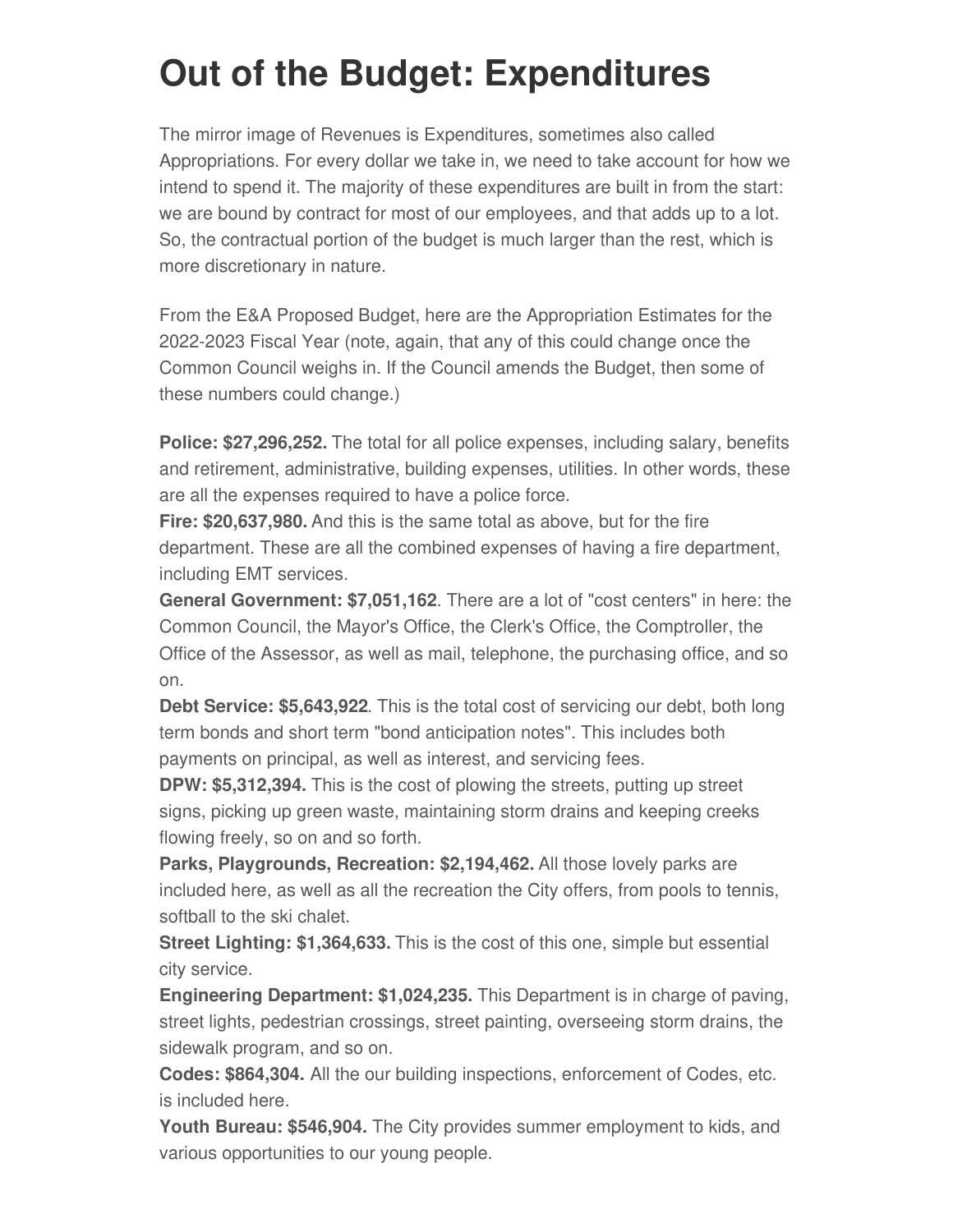# Out of the Budget: Expenditures

The mirror image of Revenues is Expenditures, sometimes also called Appropriations. For every dollar we take in, we need to take account for how we intend to spend it. The majority of these expenditures are built in from the start: we are bound by contract for most of our employees, and that adds up to a lot. So, the contractual portion of the budget is much larger than the rest, which is more discretionary in nature.

From the E&A Proposed Budget, here are the Appropriation Estimates for the 2022-2023 Fiscal Year (note, again, that any of this could change once the Common Council weighs in. If the Council amends the Budget, then some of these numbers could change.)

**Police: $27,296,252.** The total for all police expenses, including salary, benefits and retirement, administrative, building expenses, utilities. In other words, these are all the expenses required to have a police force.
**Fire: $20,637,980.** And this is the same total as above, but for the fire department. These are all the combined expenses of having a fire department, including EMT services.
**General Government: $7,051,162**. There are a lot of "cost centers" in here: the Common Council, the Mayor's Office, the Clerk's Office, the Comptroller, the Office of the Assessor, as well as mail, telephone, the purchasing office, and so on.
**Debt Service: $5,643,922**. This is the total cost of servicing our debt, both long term bonds and short term "bond anticipation notes". This includes both payments on principal, as well as interest, and servicing fees.
**DPW: $5,312,394.** This is the cost of plowing the streets, putting up street signs, picking up green waste, maintaining storm drains and keeping creeks flowing freely, so on and so forth.
**Parks, Playgrounds, Recreation: $2,194,462.** All those lovely parks are included here, as well as all the recreation the City offers, from pools to tennis, softball to the ski chalet.
**Street Lighting: $1,364,633.** This is the cost of this one, simple but essential city service.
**Engineering Department: $1,024,235.** This Department is in charge of paving, street lights, pedestrian crossings, street painting, overseeing storm drains, the sidewalk program, and so on.
**Codes: $864,304.** All the our building inspections, enforcement of Codes, etc. is included here.
**Youth Bureau: $546,904.** The City provides summer employment to kids, and various opportunities to our young people.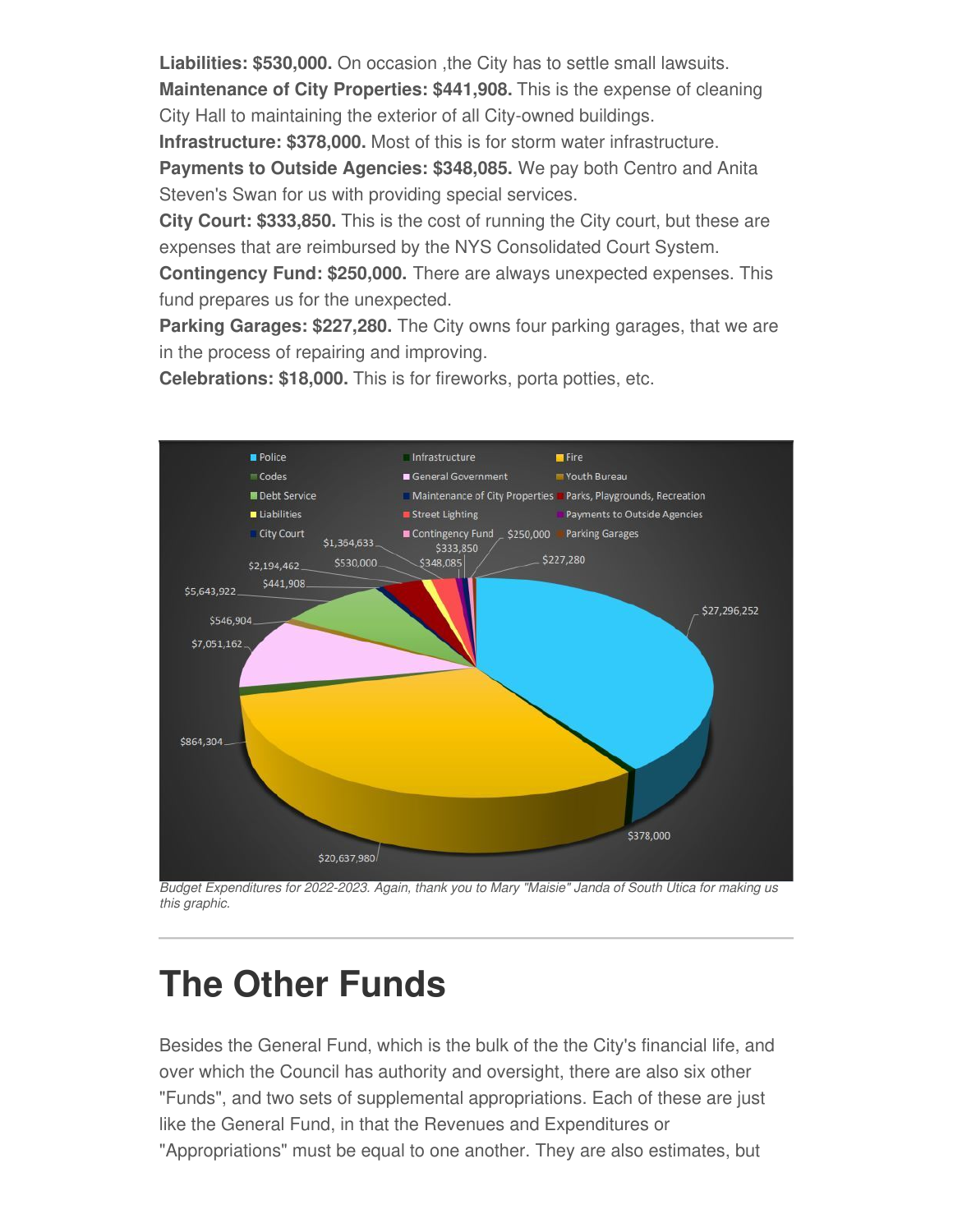**Liabilities: $530,000.** On occasion ,the City has to settle small lawsuits.
**Maintenance of City Properties: $441,908.** This is the expense of cleaning City Hall to maintaining the exterior of all City-owned buildings.
**Infrastructure: $378,000.** Most of this is for storm water infrastructure.
**Payments to Outside Agencies: $348,085.** We pay both Centro and Anita Steven's Swan for us with providing special services.
**City Court: $333,850.** This is the cost of running the City court, but these are expenses that are reimbursed by the NYS Consolidated Court System.
**Contingency Fund: $250,000.** There are always unexpected expenses. This fund prepares us for the unexpected.
**Parking Garages: $227,280.** The City owns four parking garages, that we are in the process of repairing and improving.
**Celebrations: $18,000.** This is for fireworks, porta potties, etc.

*Budget Expenditures for 2022-2023. Again, thank you to Mary "Maisie" Janda of South Utica for making us this graphic.*

---

# The Other Funds

Besides the General Fund, which is the bulk of the the City's financial life, and over which the Council has authority and oversight, there are also six other "Funds", and two sets of supplemental appropriations. Each of these are just like the General Fund, in that the Revenues and Expenditures or "Appropriations" must be equal to one another. They are also estimates, but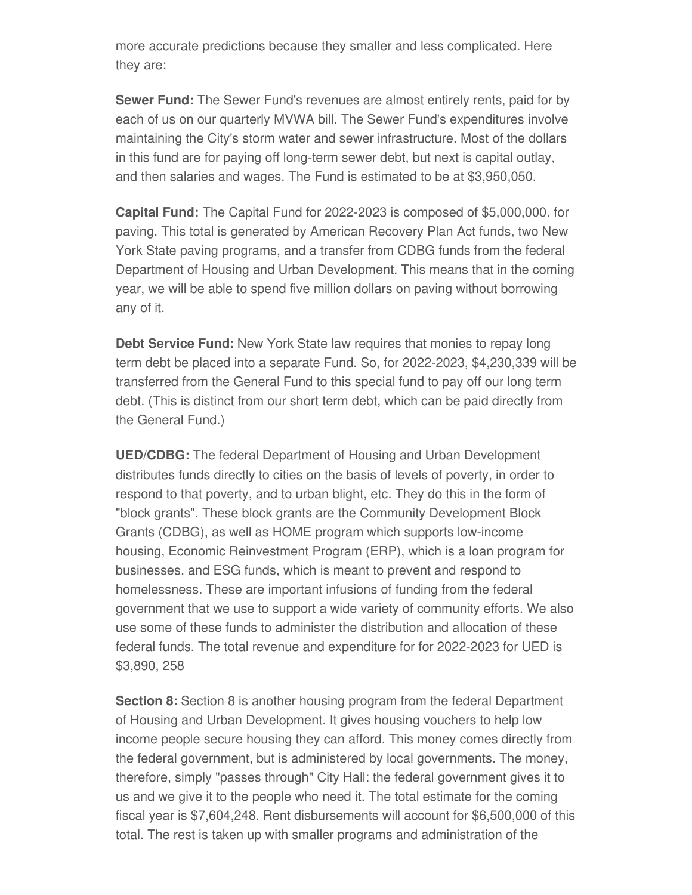more accurate predictions because they smaller and less complicated. Here they are:

**Sewer Fund:** The Sewer Fund's revenues are almost entirely rents, paid for by each of us on our quarterly MVWA bill. The Sewer Fund's expenditures involve maintaining the City's storm water and sewer infrastructure. Most of the dollars in this fund are for paying off long-term sewer debt, but next is capital outlay, and then salaries and wages. The Fund is estimated to be at $3,950,050.

**Capital Fund:** The Capital Fund for 2022-2023 is composed of $5,000,000. for paving. This total is generated by American Recovery Plan Act funds, two New York State paving programs, and a transfer from CDBG funds from the federal Department of Housing and Urban Development. This means that in the coming year, we will be able to spend five million dollars on paving without borrowing any of it.

**Debt Service Fund:** New York State law requires that monies to repay long term debt be placed into a separate Fund. So, for 2022-2023, $4,230,339 will be transferred from the General Fund to this special fund to pay off our long term debt. (This is distinct from our short term debt, which can be paid directly from the General Fund.)

**UED/CDBG:** The federal Department of Housing and Urban Development distributes funds directly to cities on the basis of levels of poverty, in order to respond to that poverty, and to urban blight, etc. They do this in the form of "block grants". These block grants are the Community Development Block Grants (CDBG), as well as HOME program which supports low-income housing, Economic Reinvestment Program (ERP), which is a loan program for businesses, and ESG funds, which is meant to prevent and respond to homelessness. These are important infusions of funding from the federal government that we use to support a wide variety of community efforts. We also use some of these funds to administer the distribution and allocation of these federal funds. The total revenue and expenditure for for 2022-2023 for UED is $3,890, 258

**Section 8:** Section 8 is another housing program from the federal Department of Housing and Urban Development. It gives housing vouchers to help low income people secure housing they can afford. This money comes directly from the federal government, but is administered by local governments. The money, therefore, simply "passes through" City Hall: the federal government gives it to us and we give it to the people who need it. The total estimate for the coming fiscal year is $7,604,248. Rent disbursements will account for $6,500,000 of this total. The rest is taken up with smaller programs and administration of the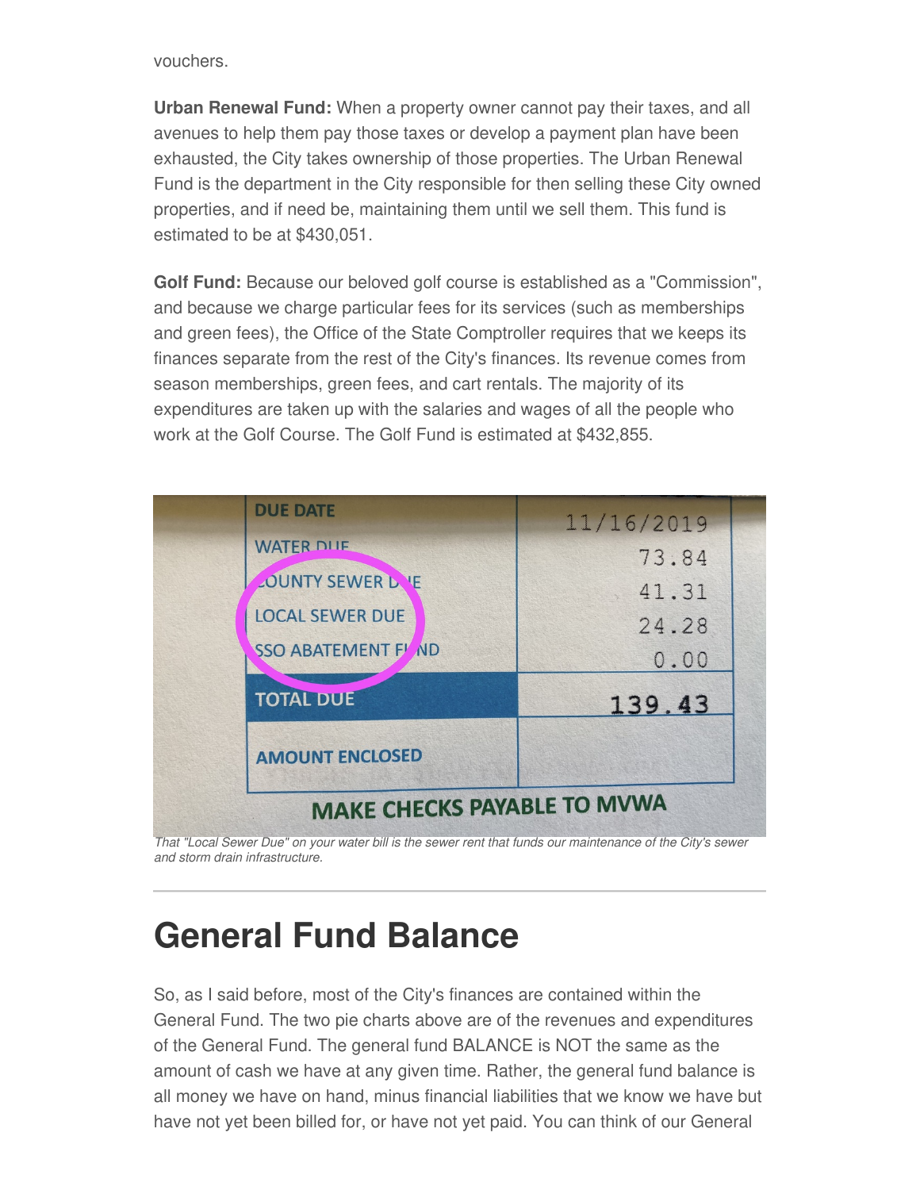vouchers.

**Urban Renewal Fund:** When a property owner cannot pay their taxes, and all avenues to help them pay those taxes or develop a payment plan have been exhausted, the City takes ownership of those properties. The Urban Renewal Fund is the department in the City responsible for then selling these City owned properties, and if need be, maintaining them until we sell them. This fund is estimated to be at $430,051.

**Golf Fund:** Because our beloved golf course is established as a "Commission", and because we charge particular fees for its services (such as memberships and green fees), the Office of the State Comptroller requires that we keeps its finances separate from the rest of the City's finances. Its revenue comes from season memberships, green fees, and cart rentals. The majority of its expenditures are taken up with the salaries and wages of all the people who work at the Golf Course. The Golf Fund is estimated at $432,855.

*That "Local Sewer Due" on your water bill is the sewer rent that funds our maintenance of the City's sewer and storm drain infrastructure.*

# General Fund Balance

So, as I said before, most of the City's finances are contained within the General Fund. The two pie charts above are of the revenues and expenditures of the General Fund. The general fund BALANCE is NOT the same as the amount of cash we have at any given time. Rather, the general fund balance is all money we have on hand, minus financial liabilities that we know we have but have not yet been billed for, or have not yet paid. You can think of our General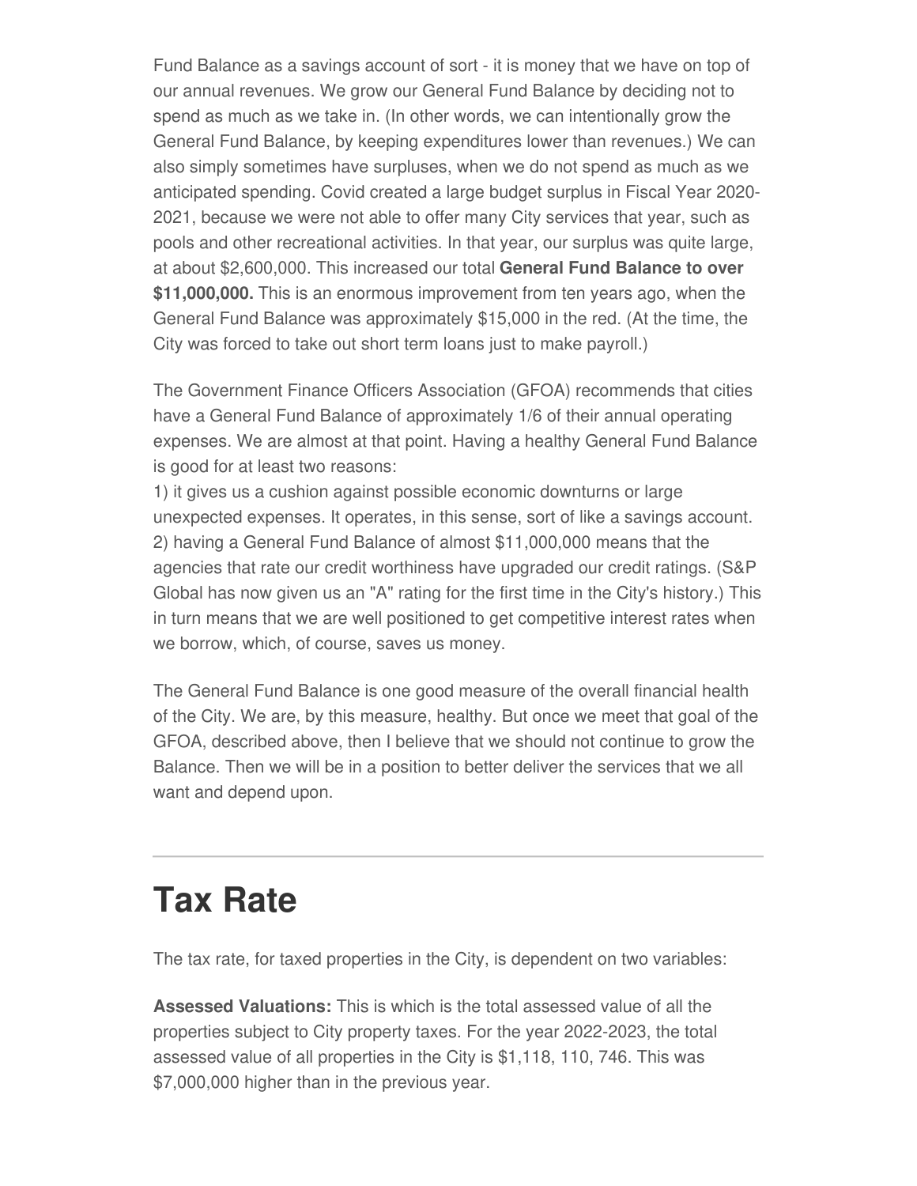Fund Balance as a savings account of sort - it is money that we have on top of our annual revenues. We grow our General Fund Balance by deciding not to spend as much as we take in. (In other words, we can intentionally grow the General Fund Balance, by keeping expenditures lower than revenues.) We can also simply sometimes have surpluses, when we do not spend as much as we anticipated spending. Covid created a large budget surplus in Fiscal Year 2020-2021, because we were not able to offer many City services that year, such as pools and other recreational activities. In that year, our surplus was quite large, at about $2,600,000. This increased our total **General Fund Balance to over $11,000,000.** This is an enormous improvement from ten years ago, when the General Fund Balance was approximately $15,000 in the red. (At the time, the City was forced to take out short term loans just to make payroll.)

The Government Finance Officers Association (GFOA) recommends that cities have a General Fund Balance of approximately 1/6 of their annual operating expenses. We are almost at that point. Having a healthy General Fund Balance is good for at least two reasons:
1) it gives us a cushion against possible economic downturns or large unexpected expenses. It operates, in this sense, sort of like a savings account.
2) having a General Fund Balance of almost $11,000,000 means that the agencies that rate our credit worthiness have upgraded our credit ratings. (S&P Global has now given us an "A" rating for the first time in the City's history.) This in turn means that we are well positioned to get competitive interest rates when we borrow, which, of course, saves us money.

The General Fund Balance is one good measure of the overall financial health of the City. We are, by this measure, healthy. But once we meet that goal of the GFOA, described above, then I believe that we should not continue to grow the Balance. Then we will be in a position to better deliver the services that we all want and depend upon.

---

# Tax Rate

The tax rate, for taxed properties in the City, is dependent on two variables:

**Assessed Valuations:** This is which is the total assessed value of all the properties subject to City property taxes. For the year 2022-2023, the total assessed value of all properties in the City is $1,118, 110, 746. This was $7,000,000 higher than in the previous year.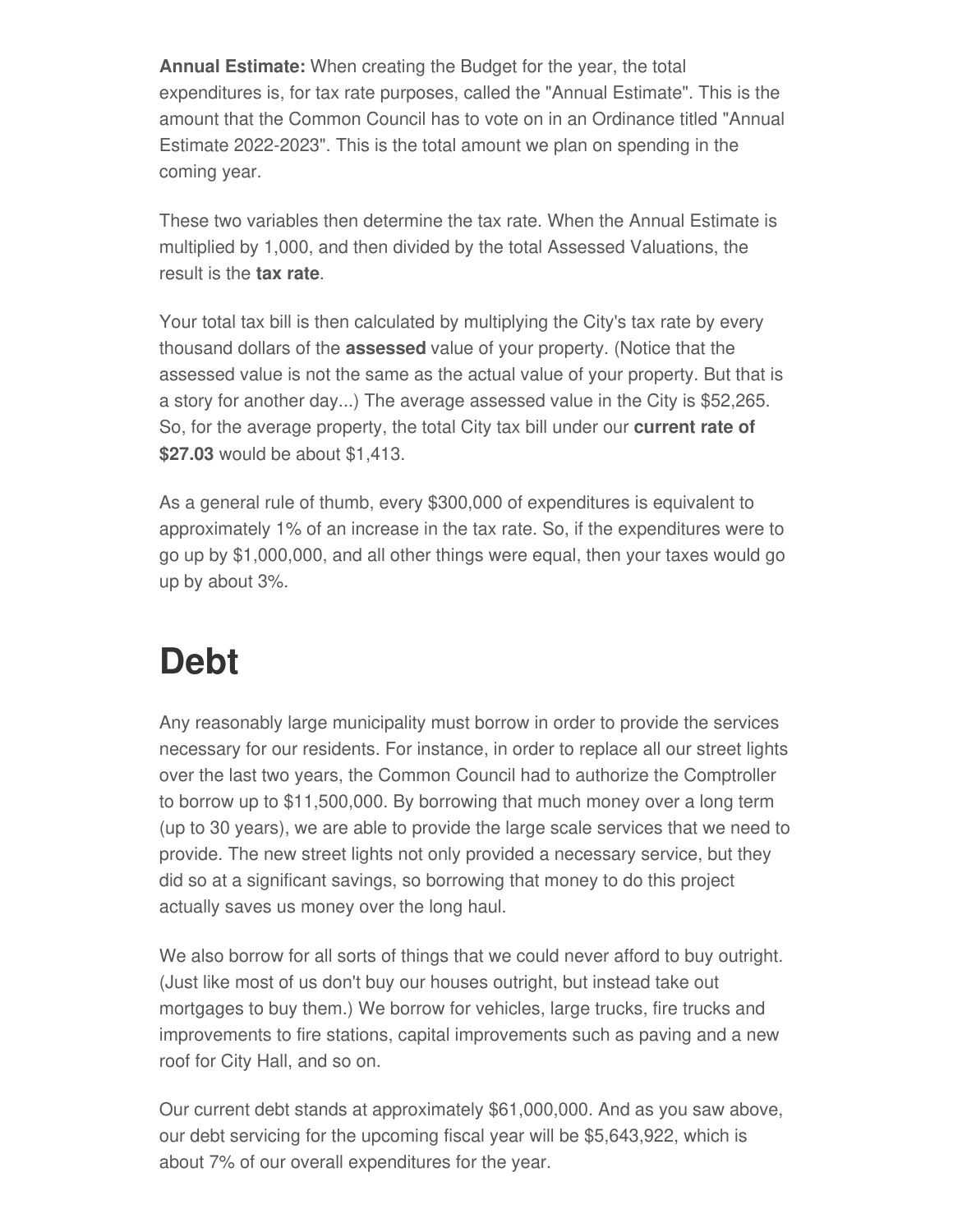**Annual Estimate:** When creating the Budget for the year, the total expenditures is, for tax rate purposes, called the "Annual Estimate". This is the amount that the Common Council has to vote on in an Ordinance titled "Annual Estimate 2022-2023". This is the total amount we plan on spending in the coming year.

These two variables then determine the tax rate. When the Annual Estimate is multiplied by 1,000, and then divided by the total Assessed Valuations, the result is the **tax rate**.

Your total tax bill is then calculated by multiplying the City's tax rate by every thousand dollars of the **assessed** value of your property. (Notice that the assessed value is not the same as the actual value of your property. But that is a story for another day...) The average assessed value in the City is $52,265. So, for the average property, the total City tax bill under our **current rate of $27.03** would be about $1,413.

As a general rule of thumb, every $300,000 of expenditures is equivalent to approximately 1% of an increase in the tax rate. So, if the expenditures were to go up by $1,000,000, and all other things were equal, then your taxes would go up by about 3%.

# Debt

Any reasonably large municipality must borrow in order to provide the services necessary for our residents. For instance, in order to replace all our street lights over the last two years, the Common Council had to authorize the Comptroller to borrow up to $11,500,000. By borrowing that much money over a long term (up to 30 years), we are able to provide the large scale services that we need to provide. The new street lights not only provided a necessary service, but they did so at a significant savings, so borrowing that money to do this project actually saves us money over the long haul.

We also borrow for all sorts of things that we could never afford to buy outright. (Just like most of us don't buy our houses outright, but instead take out mortgages to buy them.) We borrow for vehicles, large trucks, fire trucks and improvements to fire stations, capital improvements such as paving and a new roof for City Hall, and so on.

Our current debt stands at approximately $61,000,000. And as you saw above, our debt servicing for the upcoming fiscal year will be $5,643,922, which is about 7% of our overall expenditures for the year.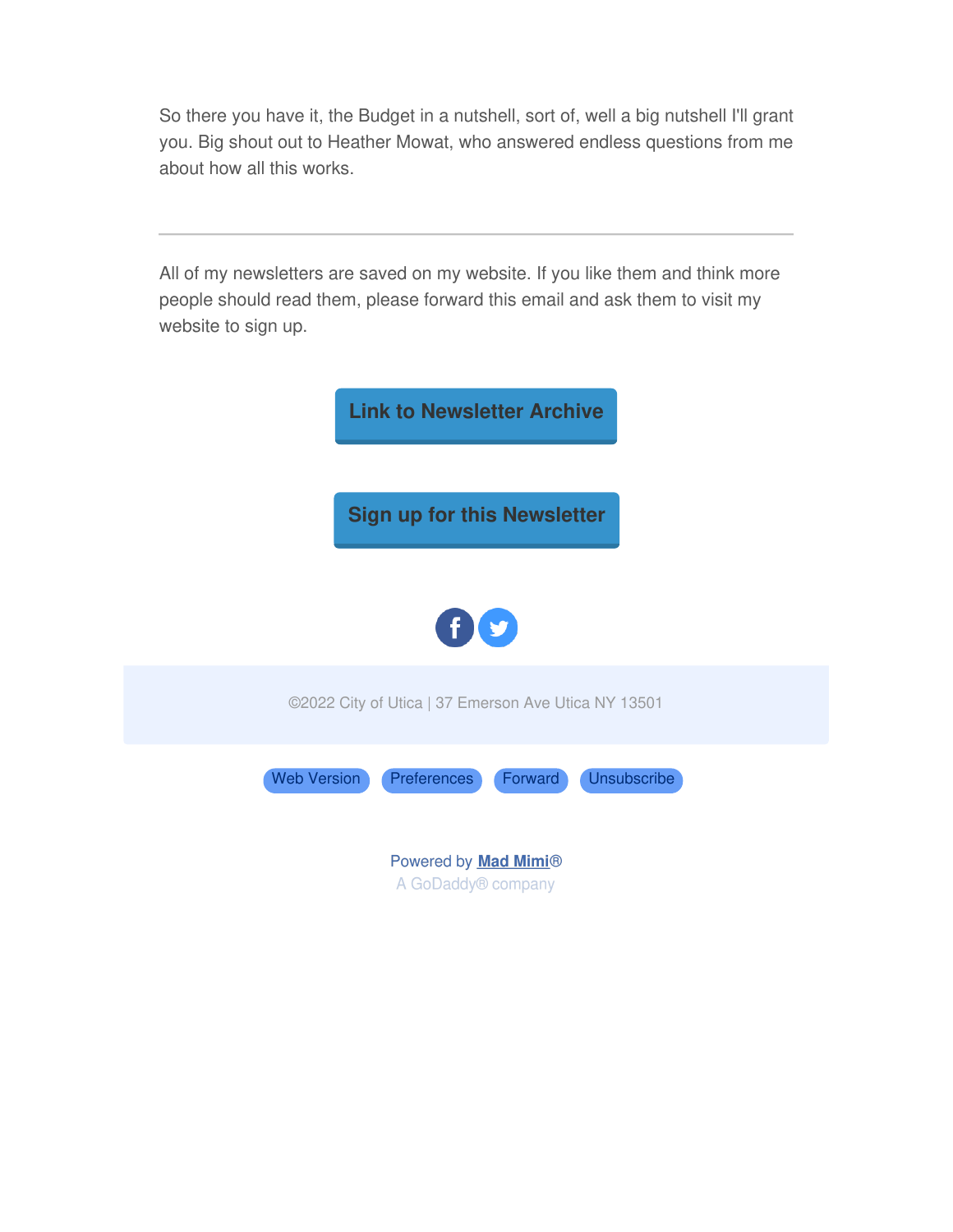So there you have it, the Budget in a nutshell, sort of, well a big nutshell I'll grant you. Big shout out to Heather Mowat, who answered endless questions from me about how all this works.

---

All of my newsletters are saved on my website. If you like them and think more people should read them, please forward this email and ask them to visit my website to sign up.

**Link to Newsletter Archive**

**Sign up for this Newsletter**

©2022 City of Utica | 37 Emerson Ave Utica NY 13501

Web Version | Preferences | Forward | Unsubscribe

Powered by **Mad Mimi**®
A GoDaddy® company